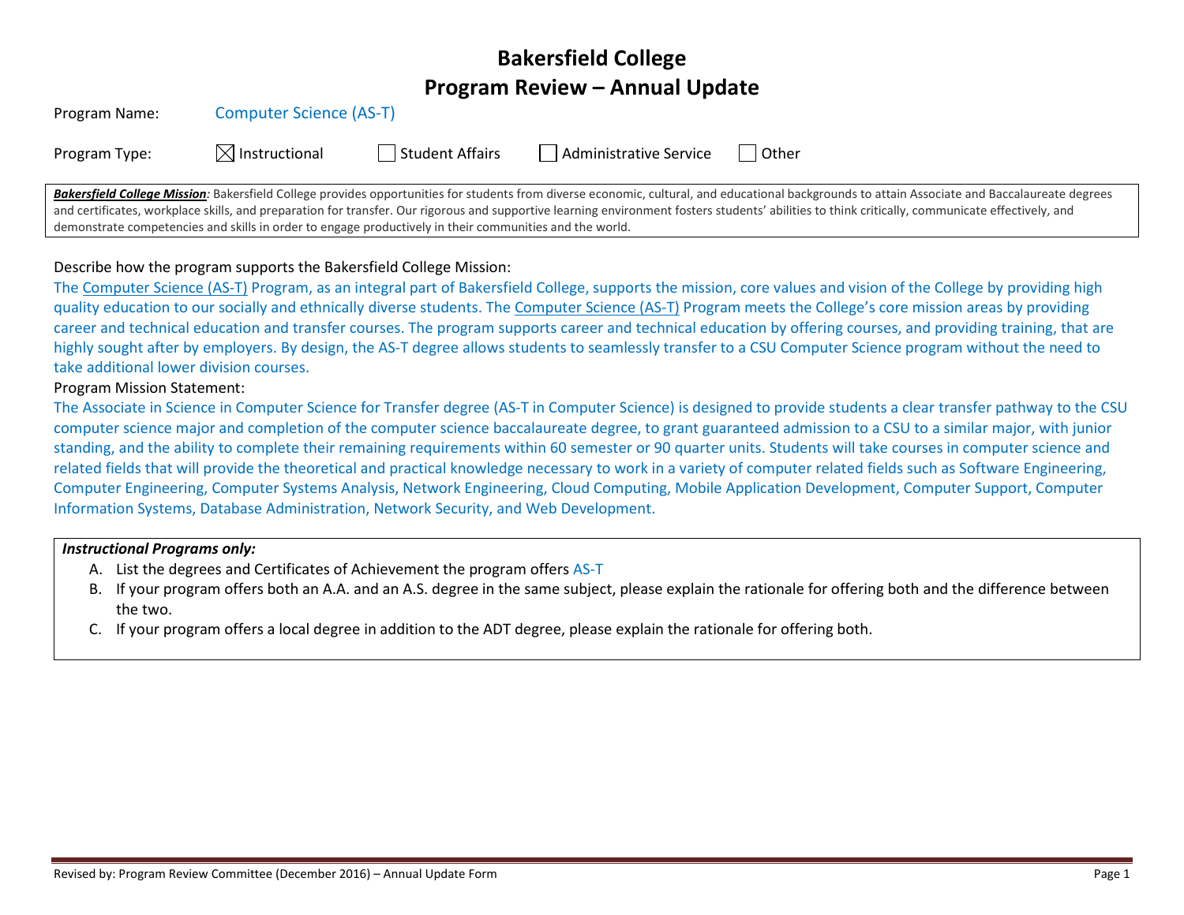# Bakersfield College
# Program Review – Annual Update

Program Name: Computer Science (AS-T)

Program Type: ☒ Instructional ☐ Student Affairs ☐ Administrative Service ☐ Other

***Bakersfield College Mission**:* Bakersfield College provides opportunities for students from diverse economic, cultural, and educational backgrounds to attain Associate and Baccalaureate degrees and certificates, workplace skills, and preparation for transfer. Our rigorous and supportive learning environment fosters students' abilities to think critically, communicate effectively, and demonstrate competencies and skills in order to engage productively in their communities and the world.

Describe how the program supports the Bakersfield College Mission:

The Computer Science (AS-T) Program, as an integral part of Bakersfield College, supports the mission, core values and vision of the College by providing high quality education to our socially and ethnically diverse students. The Computer Science (AS-T) Program meets the College's core mission areas by providing career and technical education and transfer courses. The program supports career and technical education by offering courses, and providing training, that are highly sought after by employers. By design, the AS-T degree allows students to seamlessly transfer to a CSU Computer Science program without the need to take additional lower division courses.

Program Mission Statement:

The Associate in Science in Computer Science for Transfer degree (AS-T in Computer Science) is designed to provide students a clear transfer pathway to the CSU computer science major and completion of the computer science baccalaureate degree, to grant guaranteed admission to a CSU to a similar major, with junior standing, and the ability to complete their remaining requirements within 60 semester or 90 quarter units. Students will take courses in computer science and related fields that will provide the theoretical and practical knowledge necessary to work in a variety of computer related fields such as Software Engineering, Computer Engineering, Computer Systems Analysis, Network Engineering, Cloud Computing, Mobile Application Development, Computer Support, Computer Information Systems, Database Administration, Network Security, and Web Development.

***Instructional Programs only:***

A. List the degrees and Certificates of Achievement the program offers AS-T
B. If your program offers both an A.A. and an A.S. degree in the same subject, please explain the rationale for offering both and the difference between the two.
C. If your program offers a local degree in addition to the ADT degree, please explain the rationale for offering both.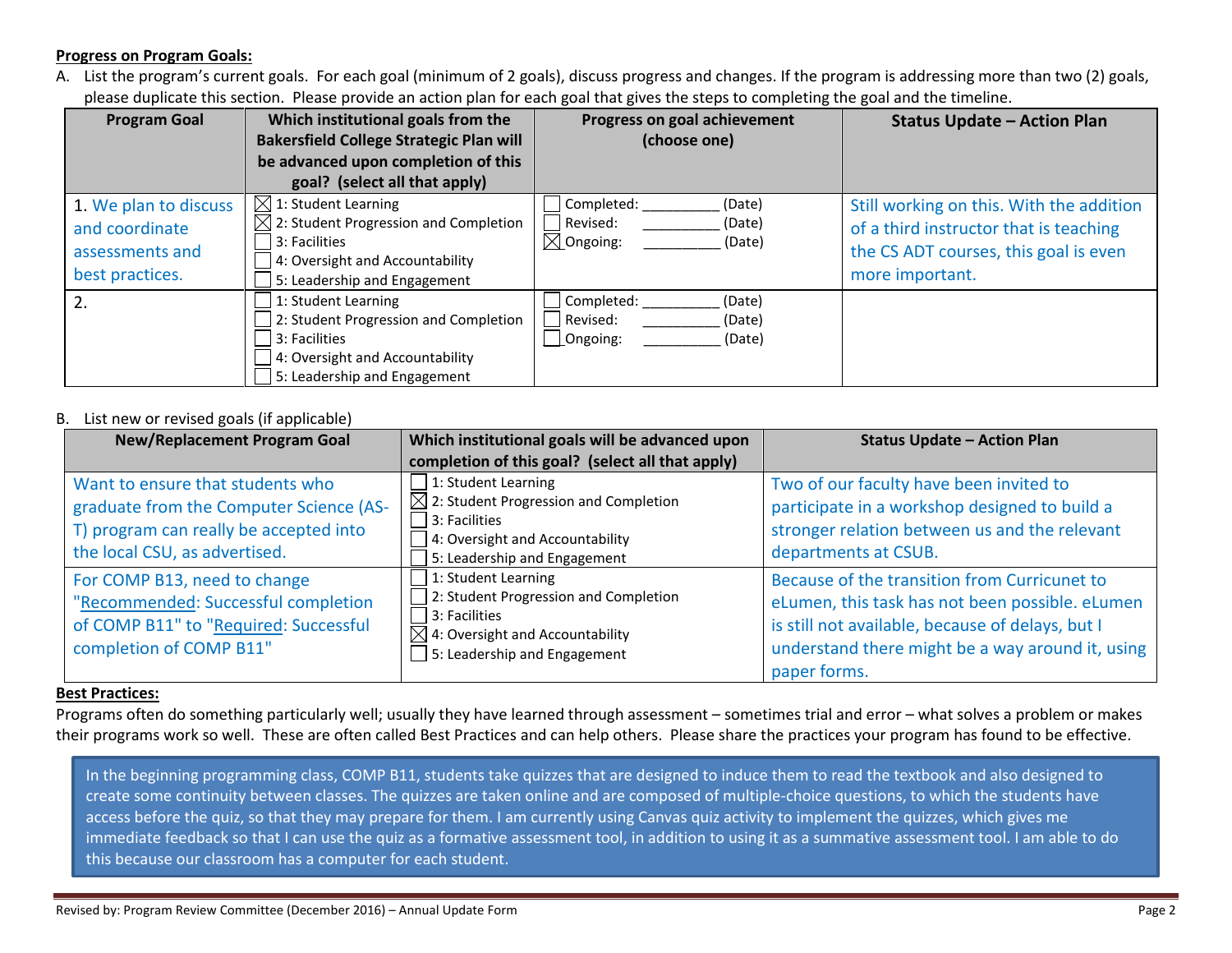**Progress on Program Goals:**

A. List the program's current goals. For each goal (minimum of 2 goals), discuss progress and changes. If the program is addressing more than two (2) goals, please duplicate this section. Please provide an action plan for each goal that gives the steps to completing the goal and the timeline.

| Program Goal | Which institutional goals from the Bakersfield College Strategic Plan will be advanced upon completion of this goal? (select all that apply) | Progress on goal achievement (choose one) | Status Update – Action Plan |
|---|---|---|---|
| 1. We plan to discuss and coordinate assessments and best practices. | ☒ 1: Student Learning<br>☒ 2: Student Progression and Completion<br>☐ 3: Facilities<br>☐ 4: Oversight and Accountability<br>☐ 5: Leadership and Engagement | ☐ Completed: _________ (Date)<br>☐ Revised: _________ (Date)<br>☒ Ongoing: _________ (Date) | Still working on this. With the addition of a third instructor that is teaching the CS ADT courses, this goal is even more important. |
| 2. | ☐ 1: Student Learning<br>☐ 2: Student Progression and Completion<br>☐ 3: Facilities<br>☐ 4: Oversight and Accountability<br>☐ 5: Leadership and Engagement | ☐ Completed: _________ (Date)<br>☐ Revised: _________ (Date)<br>☐ Ongoing: _________ (Date) | |

B. List new or revised goals (if applicable)

| New/Replacement Program Goal | Which institutional goals will be advanced upon completion of this goal? (select all that apply) | Status Update – Action Plan |
|---|---|---|
| Want to ensure that students who graduate from the Computer Science (AS-T) program can really be accepted into the local CSU, as advertised. | ☐ 1: Student Learning<br>☒ 2: Student Progression and Completion<br>☐ 3: Facilities<br>☐ 4: Oversight and Accountability<br>☐ 5: Leadership and Engagement | Two of our faculty have been invited to participate in a workshop designed to build a stronger relation between us and the relevant departments at CSUB. |
| For COMP B13, need to change "Recommended: Successful completion of COMP B11" to "Required: Successful completion of COMP B11" | ☐ 1: Student Learning<br>☐ 2: Student Progression and Completion<br>☐ 3: Facilities<br>☒ 4: Oversight and Accountability<br>☐ 5: Leadership and Engagement | Because of the transition from Curricunet to eLumen, this task has not been possible. eLumen is still not available, because of delays, but I understand there might be a way around it, using paper forms. |

**Best Practices:**

Programs often do something particularly well; usually they have learned through assessment – sometimes trial and error – what solves a problem or makes their programs work so well. These are often called Best Practices and can help others. Please share the practices your program has found to be effective.

In the beginning programming class, COMP B11, students take quizzes that are designed to induce them to read the textbook and also designed to create some continuity between classes. The quizzes are taken online and are composed of multiple-choice questions, to which the students have access before the quiz, so that they may prepare for them. I am currently using Canvas quiz activity to implement the quizzes, which gives me immediate feedback so that I can use the quiz as a formative assessment tool, in addition to using it as a summative assessment tool. I am able to do this because our classroom has a computer for each student.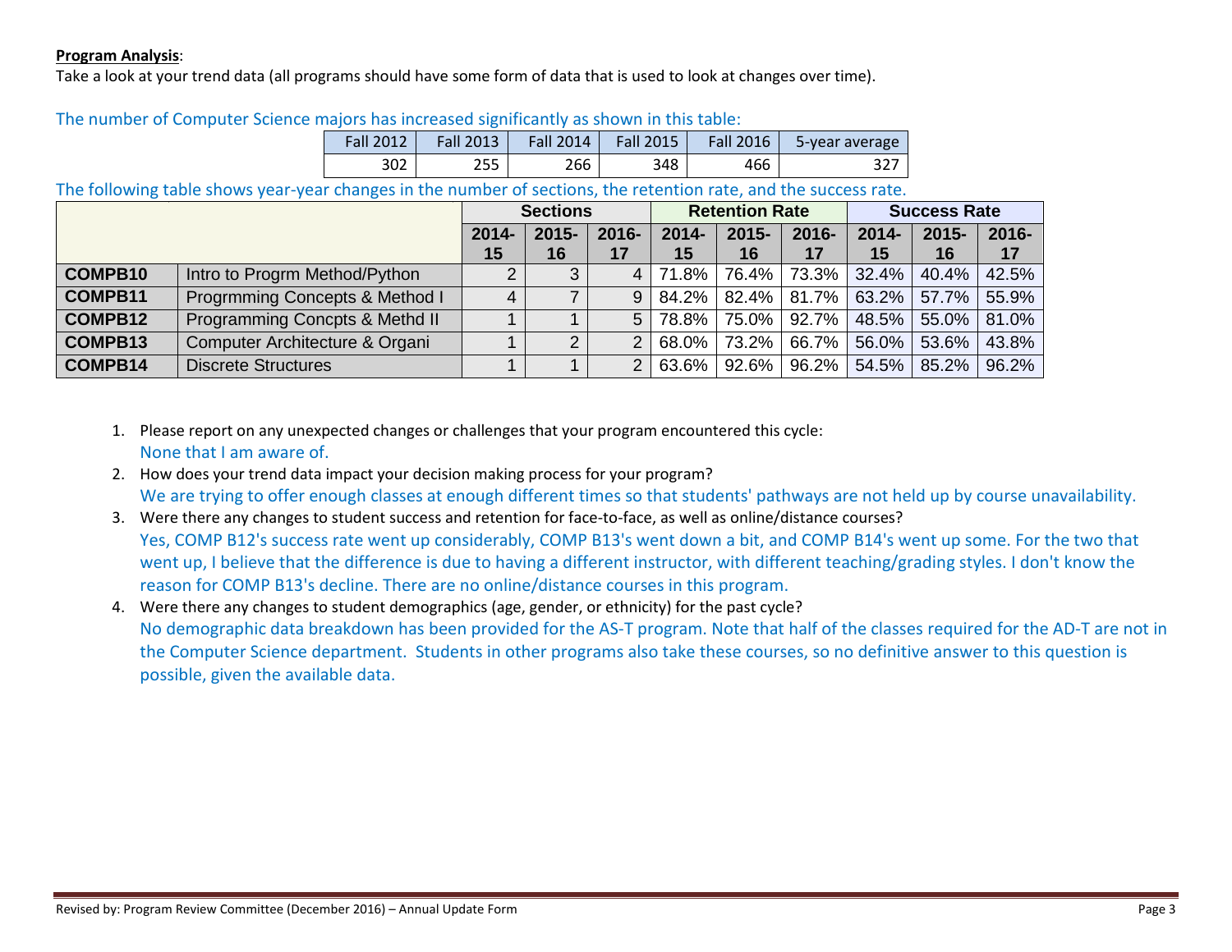**Program Analysis**:

Take a look at your trend data (all programs should have some form of data that is used to look at changes over time).

The number of Computer Science majors has increased significantly as shown in this table:

| Fall 2012 | Fall 2013 | Fall 2014 | Fall 2015 | Fall 2016 | 5-year average |
|---|---|---|---|---|---|
| 302 | 255 | 266 | 348 | 466 | 327 |

The following table shows year-year changes in the number of sections, the retention rate, and the success rate.

| | | Sections | | | Retention Rate | | | Success Rate | | |
|---|---|---|---|---|---|---|---|---|---|---|
| | | 2014-15 | 2015-16 | 2016-17 | 2014-15 | 2015-16 | 2016-17 | 2014-15 | 2015-16 | 2016-17 |
| **COMPB10** | Intro to Progrm Method/Python | 2 | 3 | 4 | 71.8% | 76.4% | 73.3% | 32.4% | 40.4% | 42.5% |
| **COMPB11** | Progrmming Concepts & Method I | 4 | 7 | 9 | 84.2% | 82.4% | 81.7% | 63.2% | 57.7% | 55.9% |
| **COMPB12** | Programming Concpts & Methd II | 1 | 1 | 5 | 78.8% | 75.0% | 92.7% | 48.5% | 55.0% | 81.0% |
| **COMPB13** | Computer Architecture & Organi | 1 | 2 | 2 | 68.0% | 73.2% | 66.7% | 56.0% | 53.6% | 43.8% |
| **COMPB14** | Discrete Structures | 1 | 1 | 2 | 63.6% | 92.6% | 96.2% | 54.5% | 85.2% | 96.2% |

1. Please report on any unexpected changes or challenges that your program encountered this cycle:
   None that I am aware of.
2. How does your trend data impact your decision making process for your program?
   We are trying to offer enough classes at enough different times so that students' pathways are not held up by course unavailability.
3. Were there any changes to student success and retention for face-to-face, as well as online/distance courses?
   Yes, COMP B12's success rate went up considerably, COMP B13's went down a bit, and COMP B14's went up some. For the two that went up, I believe that the difference is due to having a different instructor, with different teaching/grading styles. I don't know the reason for COMP B13's decline. There are no online/distance courses in this program.
4. Were there any changes to student demographics (age, gender, or ethnicity) for the past cycle?
   No demographic data breakdown has been provided for the AS-T program. Note that half of the classes required for the AD-T are not in the Computer Science department. Students in other programs also take these courses, so no definitive answer to this question is possible, given the available data.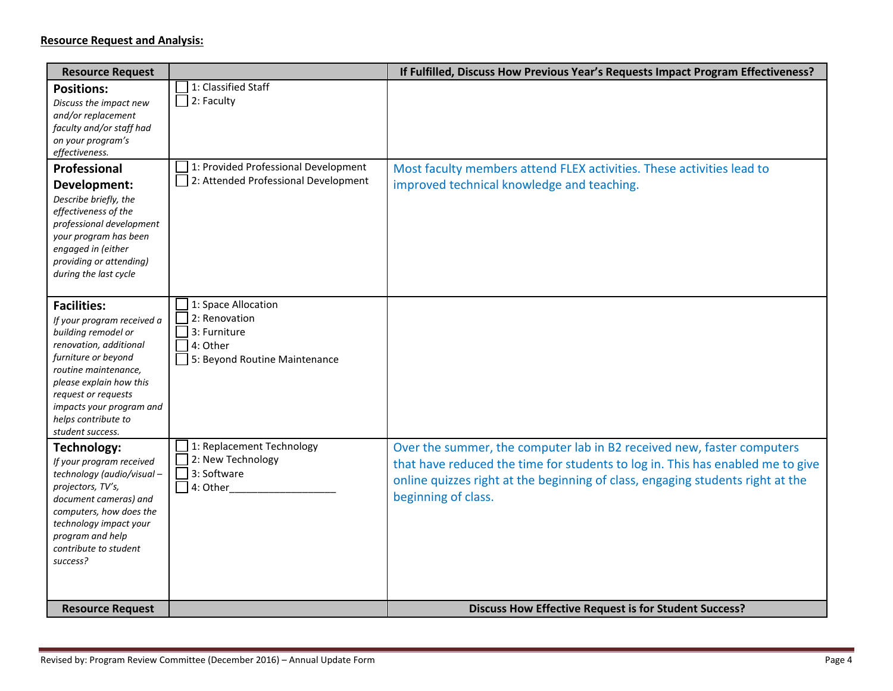**Resource Request and Analysis:**

| Resource Request | | If Fulfilled, Discuss How Previous Year's Requests Impact Program Effectiveness? |
|---|---|---|
| **Positions:** *Discuss the impact new and/or replacement faculty and/or staff had on your program's effectiveness.* | ☐ 1: Classified Staff<br>☐ 2: Faculty | |
| **Professional Development:** *Describe briefly, the effectiveness of the professional development your program has been engaged in (either providing or attending) during the last cycle* | ☐ 1: Provided Professional Development<br>☐ 2: Attended Professional Development | Most faculty members attend FLEX activities. These activities lead to improved technical knowledge and teaching. |
| **Facilities:** *If your program received a building remodel or renovation, additional furniture or beyond routine maintenance, please explain how this request or requests impacts your program and helps contribute to student success.* | ☐ 1: Space Allocation<br>☐ 2: Renovation<br>☐ 3: Furniture<br>☐ 4: Other<br>☐ 5: Beyond Routine Maintenance | |
| **Technology:** *If your program received technology (audio/visual – projectors, TV's, document cameras) and computers, how does the technology impact your program and help contribute to student success?* | ☐ 1: Replacement Technology<br>☐ 2: New Technology<br>☐ 3: Software<br>☐ 4: Other___________________ | Over the summer, the computer lab in B2 received new, faster computers that have reduced the time for students to log in. This has enabled me to give online quizzes right at the beginning of class, engaging students right at the beginning of class. |
| **Resource Request** | | **Discuss How Effective Request is for Student Success?** |

Revised by: Program Review Committee (December 2016) – Annual Update Form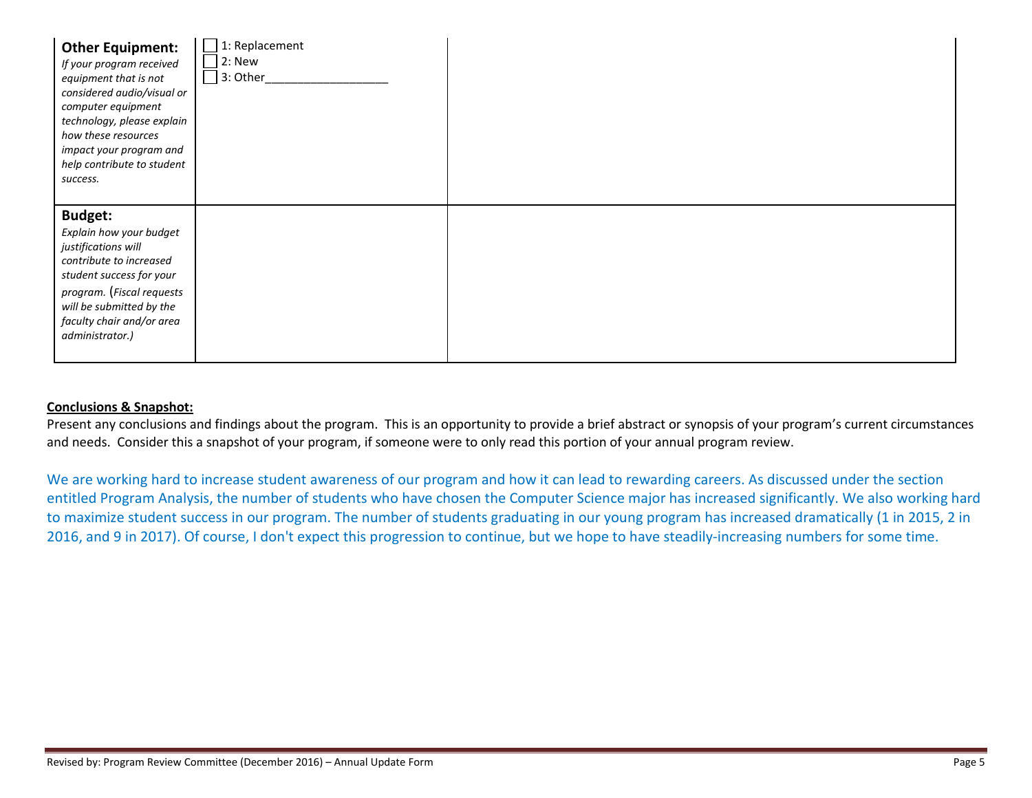| | | |
|---|---|---|
| **Other Equipment:** *If your program received equipment that is not considered audio/visual or computer equipment technology, please explain how these resources impact your program and help contribute to student success.* | ☐ 1: Replacement<br>☐ 2: New<br>☐ 3: Other___________________ | |
| **Budget:** *Explain how your budget justifications will contribute to increased student success for your program.* (*Fiscal requests will be submitted by the faculty chair and/or area administrator.)* | | |

**Conclusions & Snapshot:**

Present any conclusions and findings about the program. This is an opportunity to provide a brief abstract or synopsis of your program's current circumstances and needs. Consider this a snapshot of your program, if someone were to only read this portion of your annual program review.

We are working hard to increase student awareness of our program and how it can lead to rewarding careers. As discussed under the section entitled Program Analysis, the number of students who have chosen the Computer Science major has increased significantly. We also working hard to maximize student success in our program. The number of students graduating in our young program has increased dramatically (1 in 2015, 2 in 2016, and 9 in 2017). Of course, I don't expect this progression to continue, but we hope to have steadily-increasing numbers for some time.